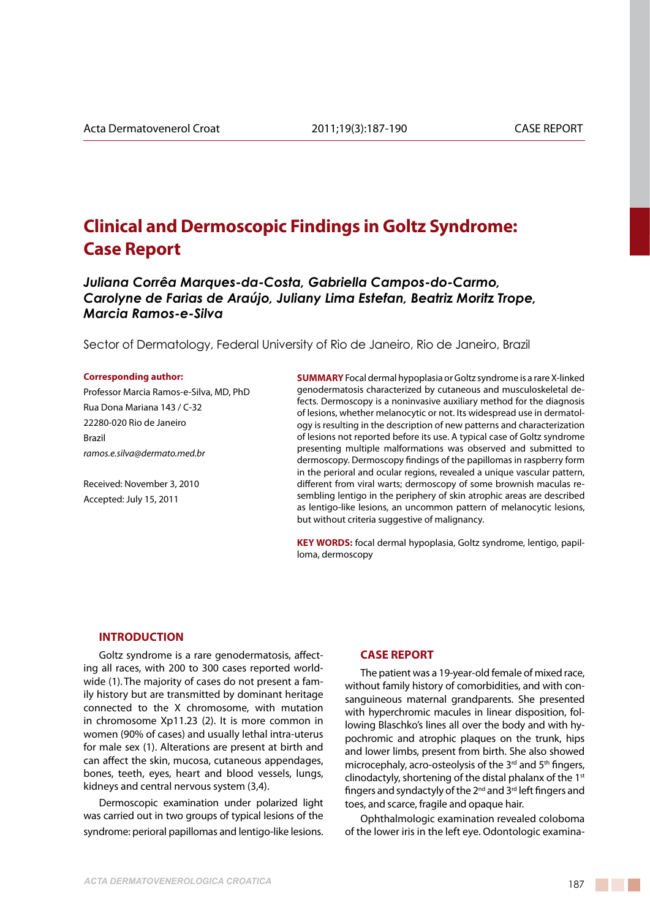# Clinical and Dermoscopic Findings in Goltz Syndrome: Case Report

***Juliana Corrêa Marques-da-Costa, Gabriella Campos-do-Carmo, Carolyne de Farias de Araújo, Juliany Lima Estefan, Beatriz Moritz Trope, Marcia Ramos-e-Silva***

Sector of Dermatology, Federal University of Rio de Janeiro, Rio de Janeiro, Brazil

**Corresponding author:**

Professor Marcia Ramos-e-Silva, MD, PhD
Rua Dona Mariana 143 / C-32
22280-020 Rio de Janeiro
Brazil
*ramos.e.silva@dermato.med.br*

Received: November 3, 2010
Accepted: July 15, 2011

**SUMMARY** Focal dermal hypoplasia or Goltz syndrome is a rare X-linked genodermatosis characterized by cutaneous and musculoskeletal defects. Dermoscopy is a noninvasive auxiliary method for the diagnosis of lesions, whether melanocytic or not. Its widespread use in dermatology is resulting in the description of new patterns and characterization of lesions not reported before its use. A typical case of Goltz syndrome presenting multiple malformations was observed and submitted to dermoscopy. Dermoscopy findings of the papillomas in raspberry form in the perioral and ocular regions, revealed a unique vascular pattern, different from viral warts; dermoscopy of some brownish maculas resembling lentigo in the periphery of skin atrophic areas are described as lentigo-like lesions, an uncommon pattern of melanocytic lesions, but without criteria suggestive of malignancy.

**KEY WORDS:** focal dermal hypoplasia, Goltz syndrome, lentigo, papilloma, dermoscopy

## INTRODUCTION

Goltz syndrome is a rare genodermatosis, affecting all races, with 200 to 300 cases reported worldwide (1). The majority of cases do not present a family history but are transmitted by dominant heritage connected to the X chromosome, with mutation in chromosome Xp11.23 (2). It is more common in women (90% of cases) and usually lethal intra-uterus for male sex (1). Alterations are present at birth and can affect the skin, mucosa, cutaneous appendages, bones, teeth, eyes, heart and blood vessels, lungs, kidneys and central nervous system (3,4).

Dermoscopic examination under polarized light was carried out in two groups of typical lesions of the syndrome: perioral papillomas and lentigo-like lesions.

## CASE REPORT

The patient was a 19-year-old female of mixed race, without family history of comorbidities, and with consanguineous maternal grandparents. She presented with hyperchromic macules in linear disposition, following Blaschko's lines all over the body and with hypochromic and atrophic plaques on the trunk, hips and lower limbs, present from birth. She also showed microcephaly, acro-osteolysis of the 3rd and 5th fingers, clinodactyly, shortening of the distal phalanx of the 1st fingers and syndactyly of the 2nd and 3rd left fingers and toes, and scarce, fragile and opaque hair.

Ophthalmologic examination revealed coloboma of the lower iris in the left eye. Odontologic examina-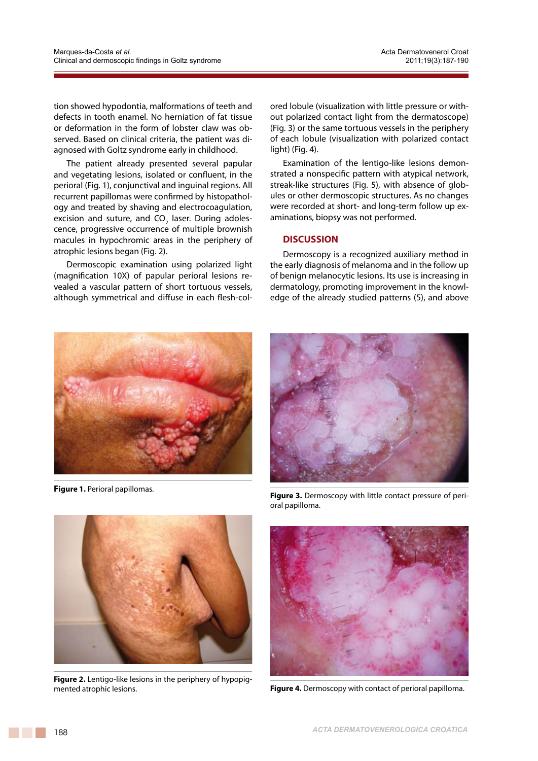tion showed hypodontia, malformations of teeth and defects in tooth enamel. No herniation of fat tissue or deformation in the form of lobster claw was observed. Based on clinical criteria, the patient was diagnosed with Goltz syndrome early in childhood.

The patient already presented several papular and vegetating lesions, isolated or confluent, in the perioral (Fig. 1), conjunctival and inguinal regions. All recurrent papillomas were confirmed by histopathology and treated by shaving and electrocoagulation, excision and suture, and $CO_2$ laser. During adolescence, progressive occurrence of multiple brownish macules in hypochromic areas in the periphery of atrophic lesions began (Fig. 2).

Dermoscopic examination using polarized light (magnification 10X) of papular perioral lesions revealed a vascular pattern of short tortuous vessels, although symmetrical and diffuse in each flesh-colored lobule (visualization with little pressure or without polarized contact light from the dermatoscope) (Fig. 3) or the same tortuous vessels in the periphery of each lobule (visualization with polarized contact light) (Fig. 4).

Examination of the lentigo-like lesions demonstrated a nonspecific pattern with atypical network, streak-like structures (Fig. 5), with absence of globules or other dermoscopic structures. As no changes were recorded at short- and long-term follow up examinations, biopsy was not performed.

## DISCUSSION

Dermoscopy is a recognized auxiliary method in the early diagnosis of melanoma and in the follow up of benign melanocytic lesions. Its use is increasing in dermatology, promoting improvement in the knowledge of the already studied patterns (5), and above

**Figure 1.** Perioral papillomas.

**Figure 3.** Dermoscopy with little contact pressure of perioral papilloma.

**Figure 2.** Lentigo-like lesions in the periphery of hypopigmented atrophic lesions.

**Figure 4.** Dermoscopy with contact of perioral papilloma.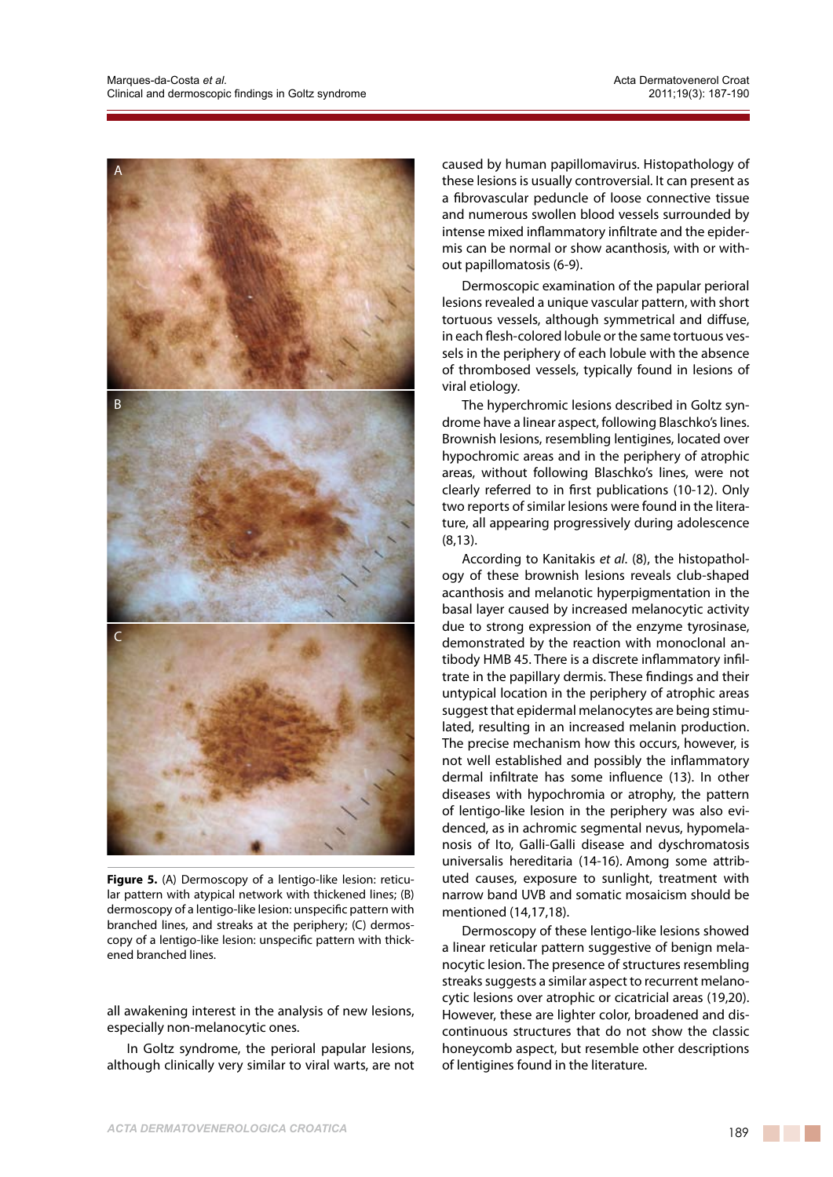Figure 5. (A) Dermoscopy of a lentigo-like lesion: reticular pattern with atypical network with thickened lines; (B) dermoscopy of a lentigo-like lesion: unspecific pattern with branched lines, and streaks at the periphery; (C) dermoscopy of a lentigo-like lesion: unspecific pattern with thickened branched lines.

all awakening interest in the analysis of new lesions, especially non-melanocytic ones.

In Goltz syndrome, the perioral papular lesions, although clinically very similar to viral warts, are not caused by human papillomavirus. Histopathology of these lesions is usually controversial. It can present as a fibrovascular peduncle of loose connective tissue and numerous swollen blood vessels surrounded by intense mixed inflammatory infiltrate and the epidermis can be normal or show acanthosis, with or without papillomatosis (6-9).

Dermoscopic examination of the papular perioral lesions revealed a unique vascular pattern, with short tortuous vessels, although symmetrical and diffuse, in each flesh-colored lobule or the same tortuous vessels in the periphery of each lobule with the absence of thrombosed vessels, typically found in lesions of viral etiology.

The hyperchromic lesions described in Goltz syndrome have a linear aspect, following Blaschko's lines. Brownish lesions, resembling lentigines, located over hypochromic areas and in the periphery of atrophic areas, without following Blaschko's lines, were not clearly referred to in first publications (10-12). Only two reports of similar lesions were found in the literature, all appearing progressively during adolescence (8,13).

According to Kanitakis *et al.* (8), the histopathology of these brownish lesions reveals club-shaped acanthosis and melanotic hyperpigmentation in the basal layer caused by increased melanocytic activity due to strong expression of the enzyme tyrosinase, demonstrated by the reaction with monoclonal antibody HMB 45. There is a discrete inflammatory infiltrate in the papillary dermis. These findings and their untypical location in the periphery of atrophic areas suggest that epidermal melanocytes are being stimulated, resulting in an increased melanin production. The precise mechanism how this occurs, however, is not well established and possibly the inflammatory dermal infiltrate has some influence (13). In other diseases with hypochromia or atrophy, the pattern of lentigo-like lesion in the periphery was also evidenced, as in achromic segmental nevus, hypomelanosis of Ito, Galli-Galli disease and dyschromatosis universalis hereditaria (14-16). Among some attributed causes, exposure to sunlight, treatment with narrow band UVB and somatic mosaicism should be mentioned (14,17,18).

Dermoscopy of these lentigo-like lesions showed a linear reticular pattern suggestive of benign melanocytic lesion. The presence of structures resembling streaks suggests a similar aspect to recurrent melanocytic lesions over atrophic or cicatricial areas (19,20). However, these are lighter color, broadened and discontinuous structures that do not show the classic honeycomb aspect, but resemble other descriptions of lentigines found in the literature.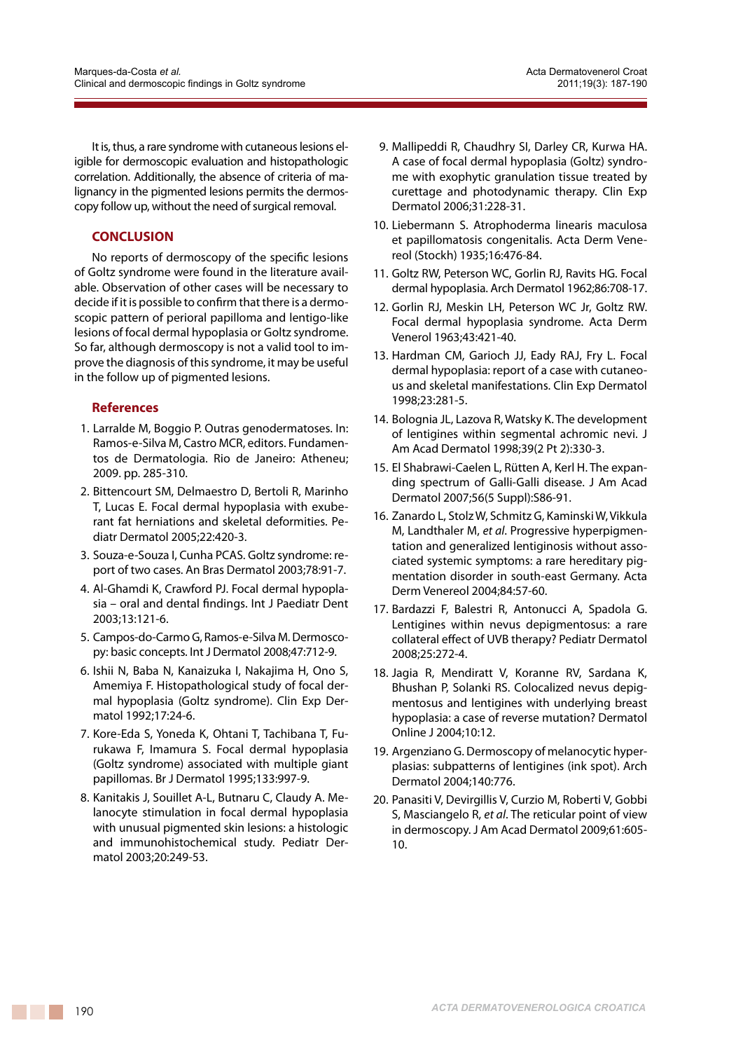It is, thus, a rare syndrome with cutaneous lesions eligible for dermoscopic evaluation and histopathologic correlation. Additionally, the absence of criteria of malignancy in the pigmented lesions permits the dermoscopy follow up, without the need of surgical removal.

## CONCLUSION

No reports of dermoscopy of the specific lesions of Goltz syndrome were found in the literature available. Observation of other cases will be necessary to decide if it is possible to confirm that there is a dermoscopic pattern of perioral papilloma and lentigo-like lesions of focal dermal hypoplasia or Goltz syndrome. So far, although dermoscopy is not a valid tool to improve the diagnosis of this syndrome, it may be useful in the follow up of pigmented lesions.

## References

1. Larralde M, Boggio P. Outras genodermatoses. In: Ramos-e-Silva M, Castro MCR, editors. Fundamentos de Dermatologia. Rio de Janeiro: Atheneu; 2009. pp. 285-310.
2. Bittencourt SM, Delmaestro D, Bertoli R, Marinho T, Lucas E. Focal dermal hypoplasia with exuberant fat herniations and skeletal deformities. Pediatr Dermatol 2005;22:420-3.
3. Souza-e-Souza I, Cunha PCAS. Goltz syndrome: report of two cases. An Bras Dermatol 2003;78:91-7.
4. Al-Ghamdi K, Crawford PJ. Focal dermal hypoplasia – oral and dental findings. Int J Paediatr Dent 2003;13:121-6.
5. Campos-do-Carmo G, Ramos-e-Silva M. Dermoscopy: basic concepts. Int J Dermatol 2008;47:712-9.
6. Ishii N, Baba N, Kanaizuka I, Nakajima H, Ono S, Amemiya F. Histopathological study of focal dermal hypoplasia (Goltz syndrome). Clin Exp Dermatol 1992;17:24-6.
7. Kore-Eda S, Yoneda K, Ohtani T, Tachibana T, Furukawa F, Imamura S. Focal dermal hypoplasia (Goltz syndrome) associated with multiple giant papillomas. Br J Dermatol 1995;133:997-9.
8. Kanitakis J, Souillet A-L, Butnaru C, Claudy A. Melanocyte stimulation in focal dermal hypoplasia with unusual pigmented skin lesions: a histologic and immunohistochemical study. Pediatr Dermatol 2003;20:249-53.
9. Mallipeddi R, Chaudhry SI, Darley CR, Kurwa HA. A case of focal dermal hypoplasia (Goltz) syndrome with exophytic granulation tissue treated by curettage and photodynamic therapy. Clin Exp Dermatol 2006;31:228-31.
10. Liebermann S. Atrophoderma linearis maculosa et papillomatosis congenitalis. Acta Derm Venereol (Stockh) 1935;16:476-84.
11. Goltz RW, Peterson WC, Gorlin RJ, Ravits HG. Focal dermal hypoplasia. Arch Dermatol 1962;86:708-17.
12. Gorlin RJ, Meskin LH, Peterson WC Jr, Goltz RW. Focal dermal hypoplasia syndrome. Acta Derm Venerol 1963;43:421-40.
13. Hardman CM, Garioch JJ, Eady RAJ, Fry L. Focal dermal hypoplasia: report of a case with cutaneous and skeletal manifestations. Clin Exp Dermatol 1998;23:281-5.
14. Bolognia JL, Lazova R, Watsky K. The development of lentigines within segmental achromic nevi. J Am Acad Dermatol 1998;39(2 Pt 2):330-3.
15. El Shabrawi-Caelen L, Rütten A, Kerl H. The expanding spectrum of Galli-Galli disease. J Am Acad Dermatol 2007;56(5 Suppl):S86-91.
16. Zanardo L, Stolz W, Schmitz G, Kaminski W, Vikkula M, Landthaler M, *et al*. Progressive hyperpigmentation and generalized lentiginosis without associated systemic symptoms: a rare hereditary pigmentation disorder in south-east Germany. Acta Derm Venereol 2004;84:57-60.
17. Bardazzi F, Balestri R, Antonucci A, Spadola G. Lentigines within nevus depigmentosus: a rare collateral effect of UVB therapy? Pediatr Dermatol 2008;25:272-4.
18. Jagia R, Mendiratt V, Koranne RV, Sardana K, Bhushan P, Solanki RS. Colocalized nevus depigmentosus and lentigines with underlying breast hypoplasia: a case of reverse mutation? Dermatol Online J 2004;10:12.
19. Argenziano G. Dermoscopy of melanocytic hyperplasias: subpatterns of lentigines (ink spot). Arch Dermatol 2004;140:776.
20. Panasiti V, Devirgillis V, Curzio M, Roberti V, Gobbi S, Masciangelo R, *et al*. The reticular point of view in dermoscopy. J Am Acad Dermatol 2009;61:605-10.